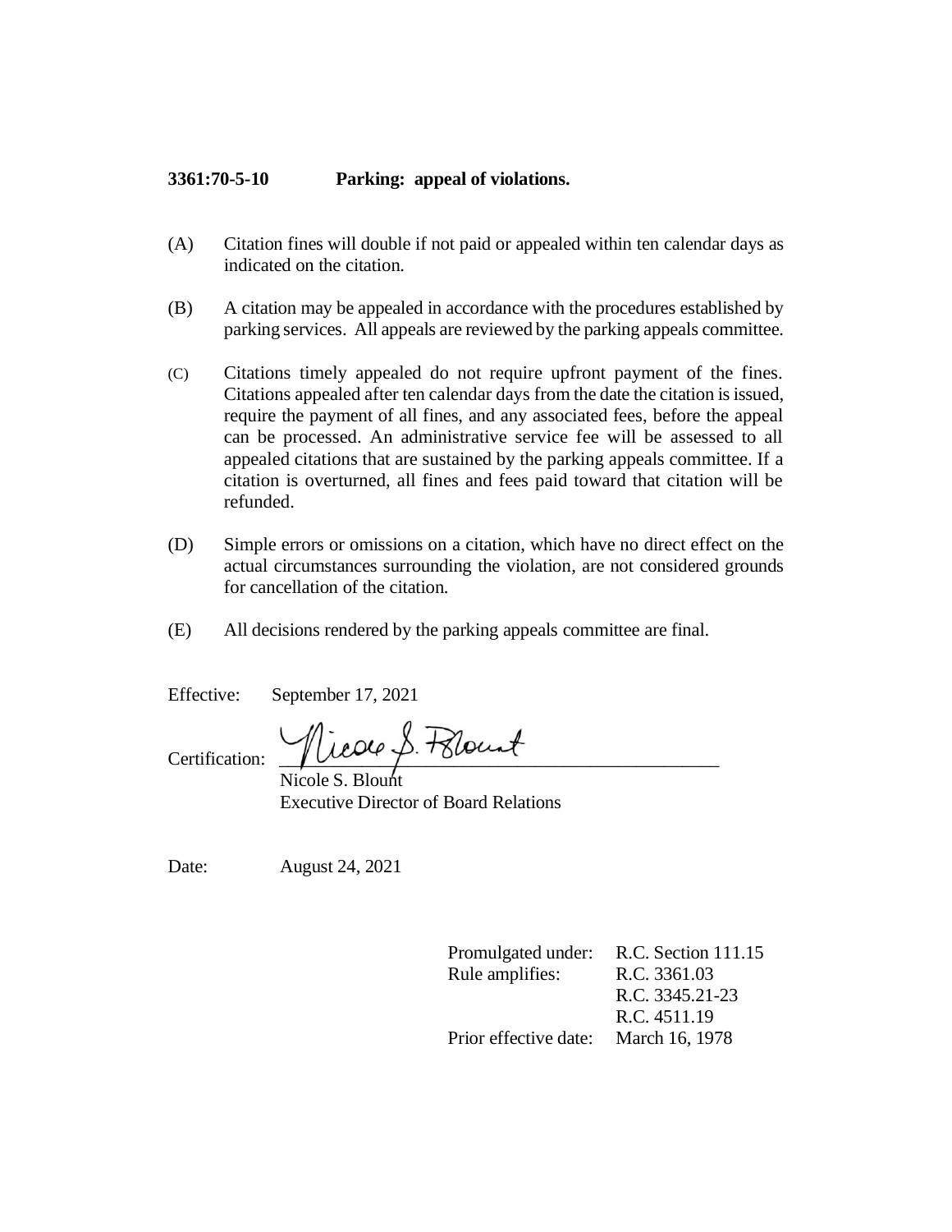**3361:70-5-10 Parking: appeal of violations.**

(A) Citation fines will double if not paid or appealed within ten calendar days as indicated on the citation.

(B) A citation may be appealed in accordance with the procedures established by parking services. All appeals are reviewed by the parking appeals committee.

(C) Citations timely appealed do not require upfront payment of the fines. Citations appealed after ten calendar days from the date the citation is issued, require the payment of all fines, and any associated fees, before the appeal can be processed. An administrative service fee will be assessed to all appealed citations that are sustained by the parking appeals committee. If a citation is overturned, all fines and fees paid toward that citation will be refunded.

(D) Simple errors or omissions on a citation, which have no direct effect on the actual circumstances surrounding the violation, are not considered grounds for cancellation of the citation.

(E) All decisions rendered by the parking appeals committee are final.

Effective: September 17, 2021

Certification: Nicole S. Blount
Nicole S. Blount
Executive Director of Board Relations

Date: August 24, 2021

| | |
|---|---|
| Promulgated under: | R.C. Section 111.15 |
| Rule amplifies: | R.C. 3361.03 |
| | R.C. 3345.21-23 |
| | R.C. 4511.19 |
| Prior effective date: | March 16, 1978 |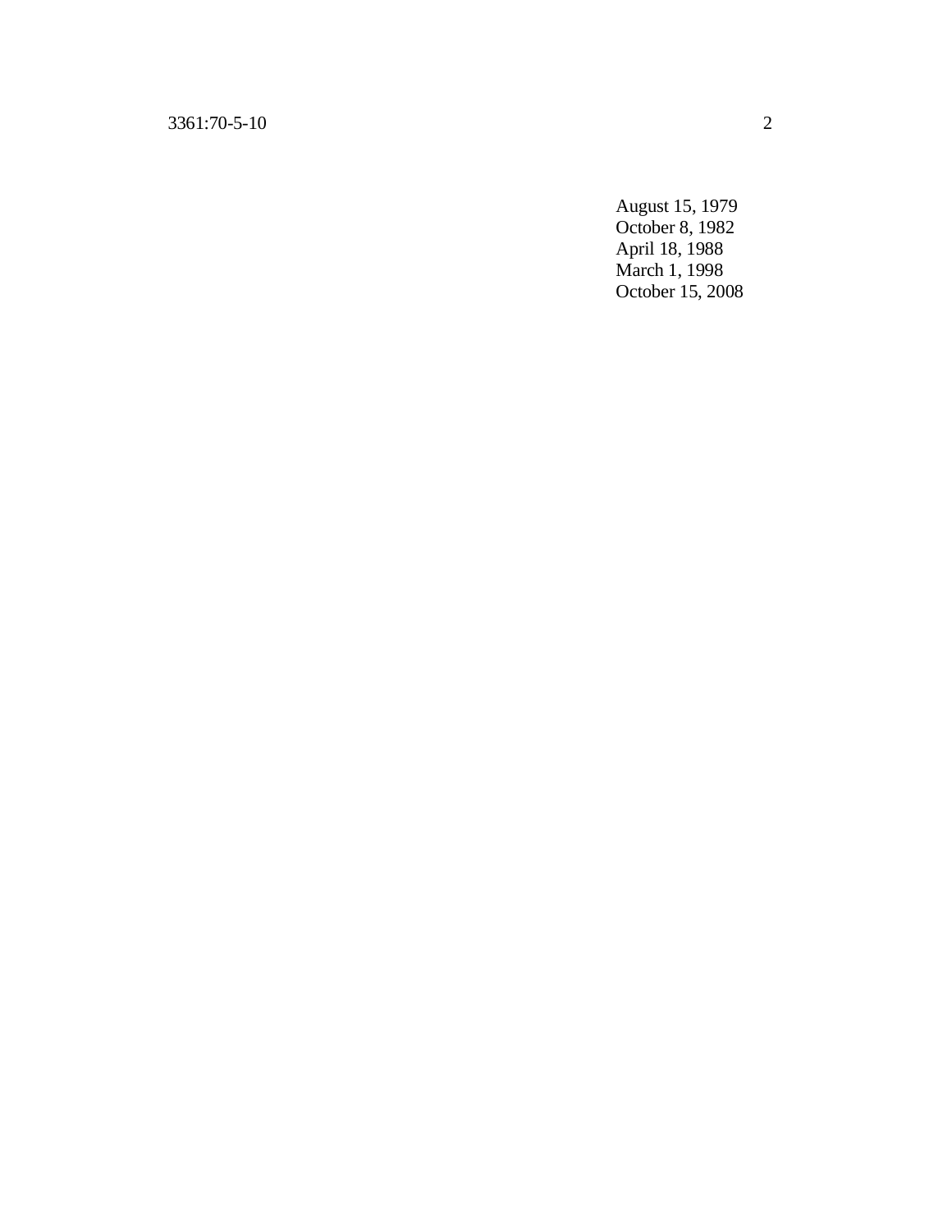August 15, 1979
October 8, 1982
April 18, 1988
March 1, 1998
October 15, 2008